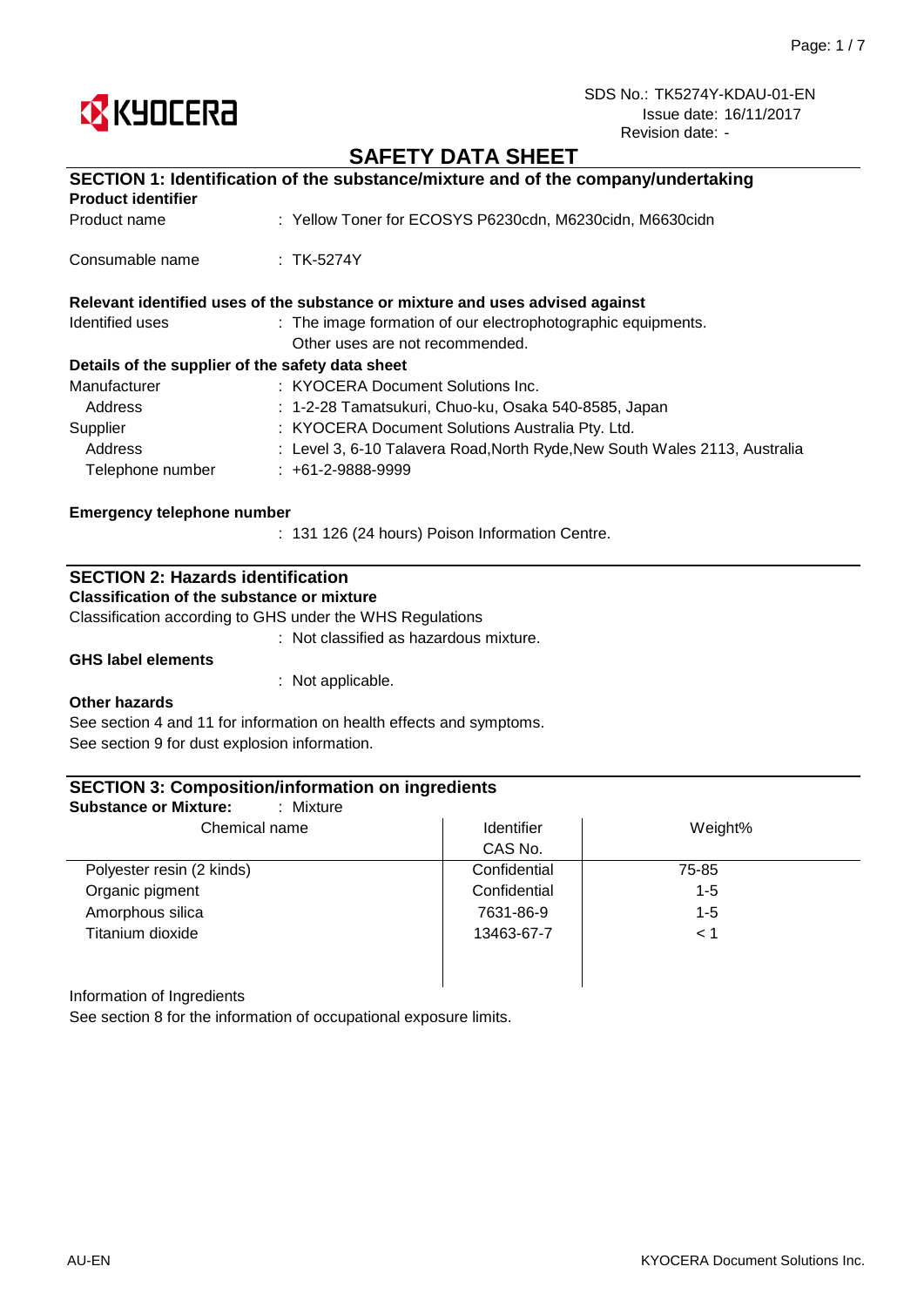SDS No.: TK5274Y-KDAU-01-EN
Issue date: 16/11/2017
Revision date: -

# SAFETY DATA SHEET

## SECTION 1: Identification of the substance/mixture and of the company/undertaking

**Product identifier**

Product name : Yellow Toner for ECOSYS P6230cdn, M6230cidn, M6630cidn

Consumable name : TK-5274Y

**Relevant identified uses of the substance or mixture and uses advised against**

Identified uses : The image formation of our electrophotographic equipments.
Other uses are not recommended.

**Details of the supplier of the safety data sheet**

Manufacturer : KYOCERA Document Solutions Inc.
Address : 1-2-28 Tamatsukuri, Chuo-ku, Osaka 540-8585, Japan
Supplier : KYOCERA Document Solutions Australia Pty. Ltd.
Address : Level 3, 6-10 Talavera Road,North Ryde,New South Wales 2113, Australia
Telephone number : +61-2-9888-9999

**Emergency telephone number**

: 131 126 (24 hours) Poison Information Centre.

## SECTION 2: Hazards identification

**Classification of the substance or mixture**

Classification according to GHS under the WHS Regulations

: Not classified as hazardous mixture.

**GHS label elements**

: Not applicable.

**Other hazards**

See section 4 and 11 for information on health effects and symptoms.
See section 9 for dust explosion information.

## SECTION 3: Composition/information on ingredients

**Substance or Mixture:** : Mixture

| Chemical name | Identifier CAS No. | Weight% |
|---|---|---|
| Polyester resin (2 kinds) | Confidential | 75-85 |
| Organic pigment | Confidential | 1-5 |
| Amorphous silica | 7631-86-9 | 1-5 |
| Titanium dioxide | 13463-67-7 | < 1 |

Information of Ingredients

See section 8 for the information of occupational exposure limits.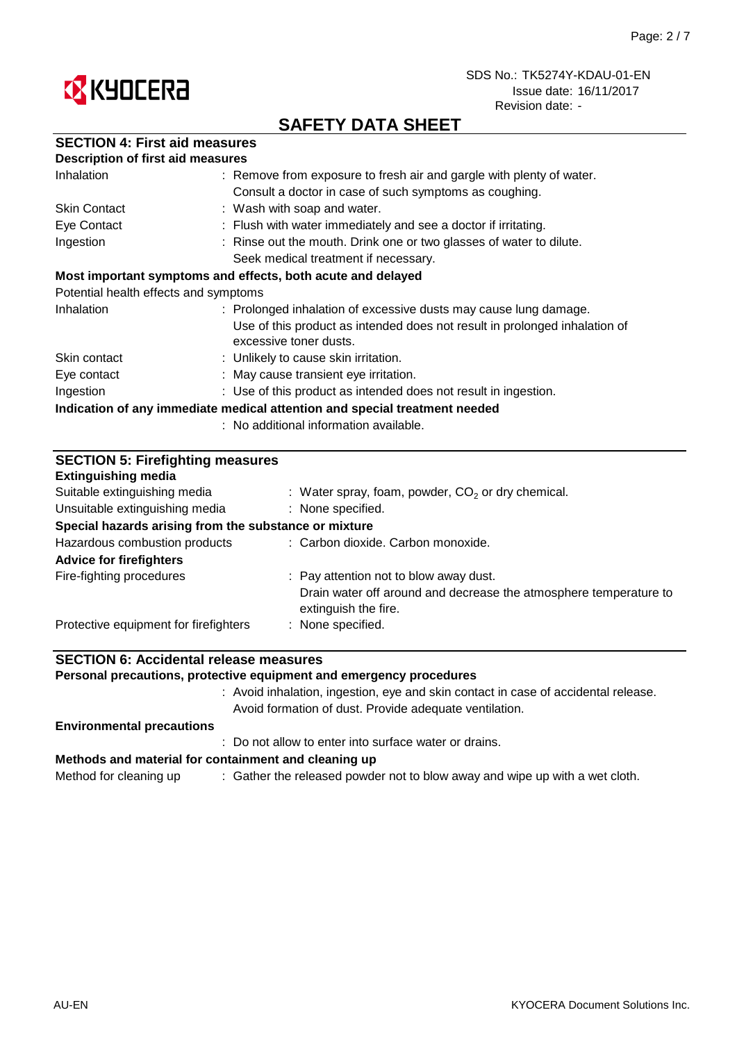SDS No.: TK5274Y-KDAU-01-EN
Issue date: 16/11/2017
Revision date: -

# SAFETY DATA SHEET

## SECTION 4: First aid measures

**Description of first aid measures**

| | |
|---|---|
| Inhalation | : Remove from exposure to fresh air and gargle with plenty of water. Consult a doctor in case of such symptoms as coughing. |
| Skin Contact | : Wash with soap and water. |
| Eye Contact | : Flush with water immediately and see a doctor if irritating. |
| Ingestion | : Rinse out the mouth. Drink one or two glasses of water to dilute. Seek medical treatment if necessary. |

**Most important symptoms and effects, both acute and delayed**

Potential health effects and symptoms

| | |
|---|---|
| Inhalation | : Prolonged inhalation of excessive dusts may cause lung damage. Use of this product as intended does not result in prolonged inhalation of excessive toner dusts. |
| Skin contact | : Unlikely to cause skin irritation. |
| Eye contact | : May cause transient eye irritation. |
| Ingestion | : Use of this product as intended does not result in ingestion. |

**Indication of any immediate medical attention and special treatment needed**

: No additional information available.

## SECTION 5: Firefighting measures

**Extinguishing media**

| | |
|---|---|
| Suitable extinguishing media | : Water spray, foam, powder, $CO_2$ or dry chemical. |
| Unsuitable extinguishing media | : None specified. |

**Special hazards arising from the substance or mixture**

| | |
|---|---|
| Hazardous combustion products | : Carbon dioxide. Carbon monoxide. |

**Advice for firefighters**

| | |
|---|---|
| Fire-fighting procedures | : Pay attention not to blow away dust. Drain water off around and decrease the atmosphere temperature to extinguish the fire. |
| Protective equipment for firefighters | : None specified. |

## SECTION 6: Accidental release measures

**Personal precautions, protective equipment and emergency procedures**

: Avoid inhalation, ingestion, eye and skin contact in case of accidental release. Avoid formation of dust. Provide adequate ventilation.

**Environmental precautions**

: Do not allow to enter into surface water or drains.

**Methods and material for containment and cleaning up**

| | |
|---|---|
| Method for cleaning up | : Gather the released powder not to blow away and wipe up with a wet cloth. |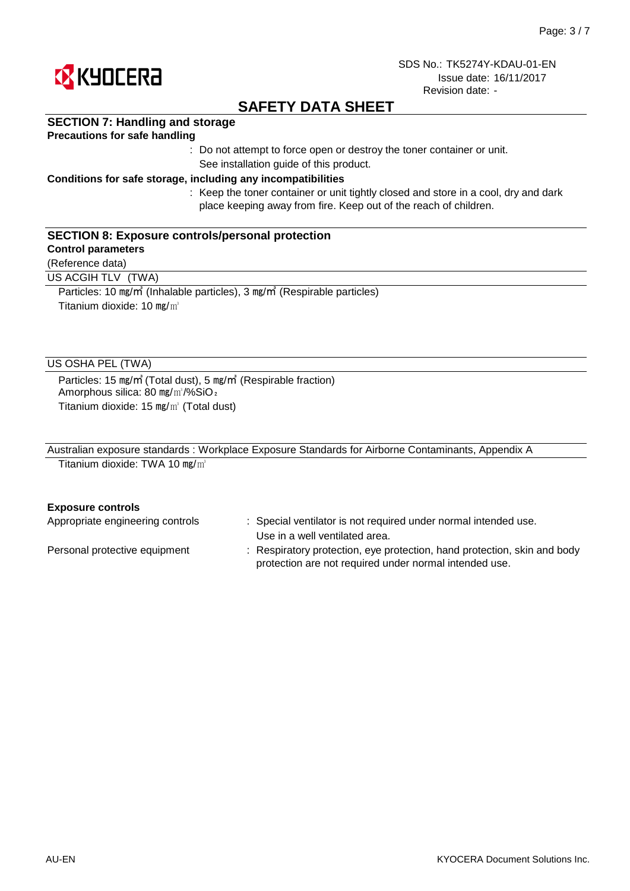SDS No.: TK5274Y-KDAU-01-EN
Issue date: 16/11/2017
Revision date: -

# SAFETY DATA SHEET

## SECTION 7: Handling and storage

**Precautions for safe handling**

: Do not attempt to force open or destroy the toner container or unit.
See installation guide of this product.

**Conditions for safe storage, including any incompatibilities**

: Keep the toner container or unit tightly closed and store in a cool, dry and dark place keeping away from fire. Keep out of the reach of children.

## SECTION 8: Exposure controls/personal protection

**Control parameters**

(Reference data)

US ACGIH TLV (TWA)

Particles: 10 mg/m³ (Inhalable particles), 3 mg/m³ (Respirable particles)
Titanium dioxide: 10 mg/m³

US OSHA PEL (TWA)

Particles: 15 mg/m³ (Total dust), 5 mg/m³ (Respirable fraction)
Amorphous silica: 80 mg/m³/%$SiO_2$
Titanium dioxide: 15 mg/m³ (Total dust)

Australian exposure standards : Workplace Exposure Standards for Airborne Contaminants, Appendix A

Titanium dioxide: TWA 10 mg/m³

**Exposure controls**

Appropriate engineering controls : Special ventilator is not required under normal intended use.
Use in a well ventilated area.

Personal protective equipment : Respiratory protection, eye protection, hand protection, skin and body protection are not required under normal intended use.

AU-EN

KYOCERA Document Solutions Inc.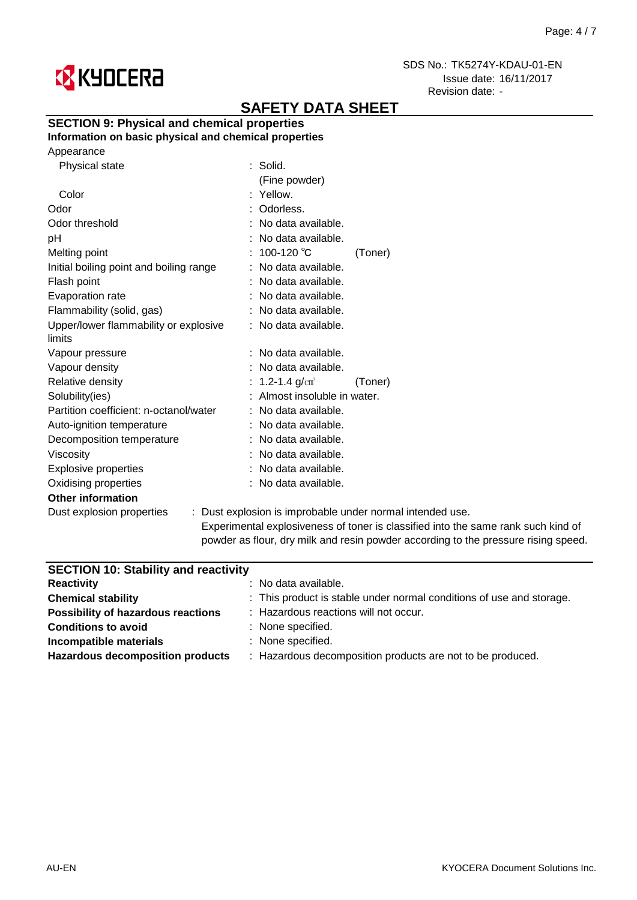SDS No.: TK5274Y-KDAU-01-EN
Issue date: 16/11/2017
Revision date: -

# SAFETY DATA SHEET

## SECTION 9: Physical and chemical properties

**Information on basic physical and chemical properties**

| Property | Value | |
|---|---|---|
| Appearance | | |
| Physical state | : Solid. (Fine powder) | |
| Color | : Yellow. | |
| Odor | : Odorless. | |
| Odor threshold | : No data available. | |
| pH | : No data available. | |
| Melting point | : 100-120 ℃ | (Toner) |
| Initial boiling point and boiling range | : No data available. | |
| Flash point | : No data available. | |
| Evaporation rate | : No data available. | |
| Flammability (solid, gas) | : No data available. | |
| Upper/lower flammability or explosive limits | : No data available. | |
| Vapour pressure | : No data available. | |
| Vapour density | : No data available. | |
| Relative density | : 1.2-1.4 g/㎤ | (Toner) |
| Solubility(ies) | : Almost insoluble in water. | |
| Partition coefficient: n-octanol/water | : No data available. | |
| Auto-ignition temperature | : No data available. | |
| Decomposition temperature | : No data available. | |
| Viscosity | : No data available. | |
| Explosive properties | : No data available. | |
| Oxidising properties | : No data available. | |

**Other information**

Dust explosion properties : Dust explosion is improbable under normal intended use. Experimental explosiveness of toner is classified into the same rank such kind of powder as flour, dry milk and resin powder according to the pressure rising speed.

## SECTION 10: Stability and reactivity

| | |
|---|---|
| **Reactivity** | : No data available. |
| **Chemical stability** | : This product is stable under normal conditions of use and storage. |
| **Possibility of hazardous reactions** | : Hazardous reactions will not occur. |
| **Conditions to avoid** | : None specified. |
| **Incompatible materials** | : None specified. |
| **Hazardous decomposition products** | : Hazardous decomposition products are not to be produced. |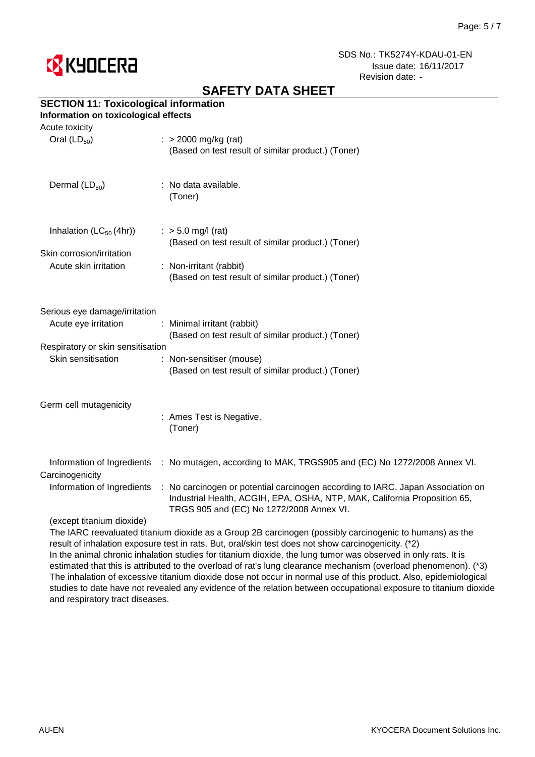## SECTION 11: Toxicological information

### Information on toxicological effects

Acute toxicity

| | |
|---|---|
| Oral ($LD_{50}$) | : > 2000 mg/kg (rat)<br>(Based on test result of similar product.) (Toner) |
| Dermal ($LD_{50}$) | : No data available.<br>(Toner) |
| Inhalation ($LC_{50}$ (4hr)) | : > 5.0 mg/l (rat)<br>(Based on test result of similar product.) (Toner) |

Skin corrosion/irritation

| | |
|---|---|
| Acute skin irritation | : Non-irritant (rabbit)<br>(Based on test result of similar product.) (Toner) |

Serious eye damage/irritation

| | |
|---|---|
| Acute eye irritation | : Minimal irritant (rabbit)<br>(Based on test result of similar product.) (Toner) |

Respiratory or skin sensitisation

| | |
|---|---|
| Skin sensitisation | : Non-sensitiser (mouse)<br>(Based on test result of similar product.) (Toner) |

Germ cell mutagenicity

| | |
|---|---|
| | : Ames Test is Negative.<br>(Toner) |
| Information of Ingredients | : No mutagen, according to MAK, TRGS905 and (EC) No 1272/2008 Annex VI. |

Carcinogenicity

| | |
|---|---|
| Information of Ingredients | : No carcinogen or potential carcinogen according to IARC, Japan Association on Industrial Health, ACGIH, EPA, OSHA, NTP, MAK, California Proposition 65, TRGS 905 and (EC) No 1272/2008 Annex VI. |

(except titanium dioxide)

The IARC reevaluated titanium dioxide as a Group 2B carcinogen (possibly carcinogenic to humans) as the result of inhalation exposure test in rats. But, oral/skin test does not show carcinogenicity. (*2)
In the animal chronic inhalation studies for titanium dioxide, the lung tumor was observed in only rats. It is estimated that this is attributed to the overload of rat's lung clearance mechanism (overload phenomenon). (*3)
The inhalation of excessive titanium dioxide dose not occur in normal use of this product. Also, epidemiological studies to date have not revealed any evidence of the relation between occupational exposure to titanium dioxide and respiratory tract diseases.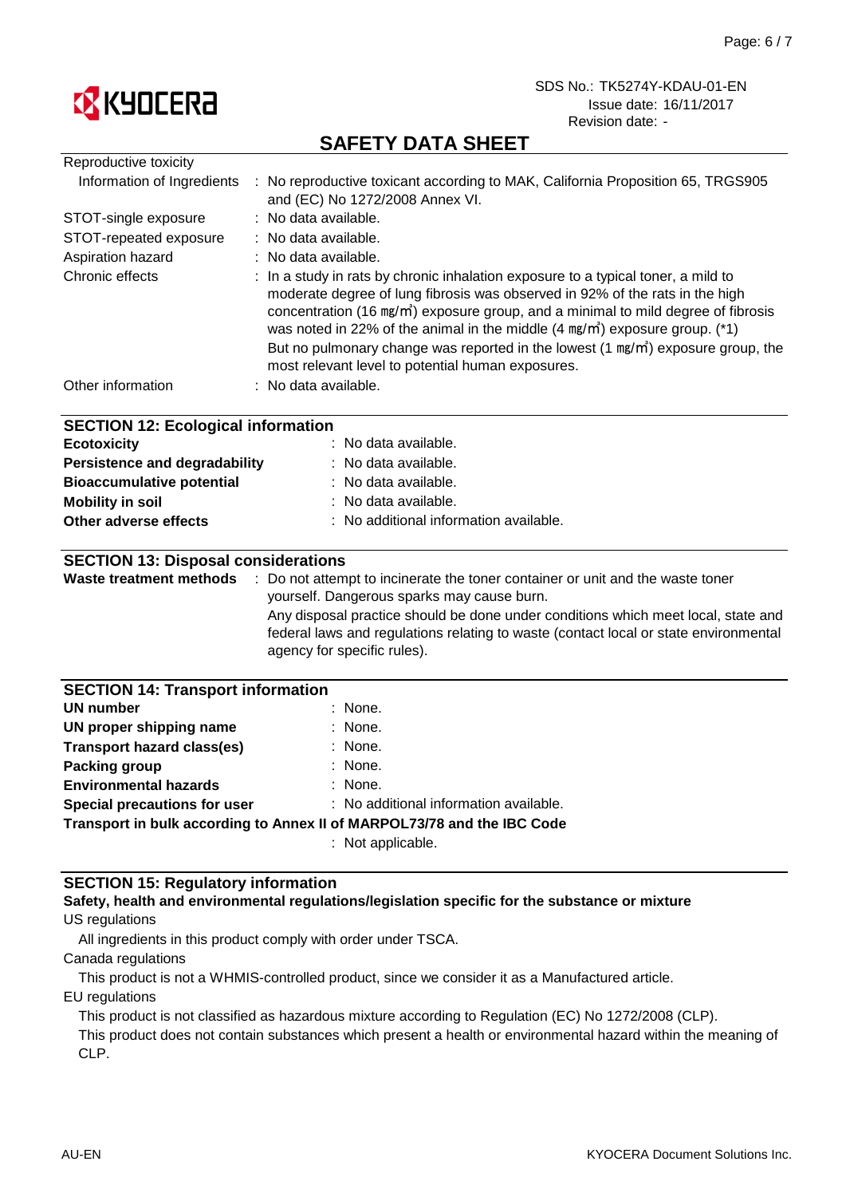# SAFETY DATA SHEET

| | |
|---|---|
| Reproductive toxicity | |
| Information of Ingredients | : No reproductive toxicant according to MAK, California Proposition 65, TRGS905 and (EC) No 1272/2008 Annex VI. |
| STOT-single exposure | : No data available. |
| STOT-repeated exposure | : No data available. |
| Aspiration hazard | : No data available. |
| Chronic effects | : In a study in rats by chronic inhalation exposure to a typical toner, a mild to moderate degree of lung fibrosis was observed in 92% of the rats in the high concentration (16 ㎎/㎥) exposure group, and a minimal to mild degree of fibrosis was noted in 22% of the animal in the middle (4 ㎎/㎥) exposure group. (*1) But no pulmonary change was reported in the lowest (1 ㎎/㎥) exposure group, the most relevant level to potential human exposures. |
| Other information | : No data available. |

## SECTION 12: Ecological information

| | |
|---|---|
| **Ecotoxicity** | : No data available. |
| **Persistence and degradability** | : No data available. |
| **Bioaccumulative potential** | : No data available. |
| **Mobility in soil** | : No data available. |
| **Other adverse effects** | : No additional information available. |

## SECTION 13: Disposal considerations

**Waste treatment methods** : Do not attempt to incinerate the toner container or unit and the waste toner yourself. Dangerous sparks may cause burn.

Any disposal practice should be done under conditions which meet local, state and federal laws and regulations relating to waste (contact local or state environmental agency for specific rules).

## SECTION 14: Transport information

| | |
|---|---|
| **UN number** | : None. |
| **UN proper shipping name** | : None. |
| **Transport hazard class(es)** | : None. |
| **Packing group** | : None. |
| **Environmental hazards** | : None. |
| **Special precautions for user** | : No additional information available. |

**Transport in bulk according to Annex II of MARPOL73/78 and the IBC Code**

: Not applicable.

## SECTION 15: Regulatory information

**Safety, health and environmental regulations/legislation specific for the substance or mixture**

US regulations

All ingredients in this product comply with order under TSCA.

Canada regulations

This product is not a WHMIS-controlled product, since we consider it as a Manufactured article.

EU regulations

This product is not classified as hazardous mixture according to Regulation (EC) No 1272/2008 (CLP).

This product does not contain substances which present a health or environmental hazard within the meaning of CLP.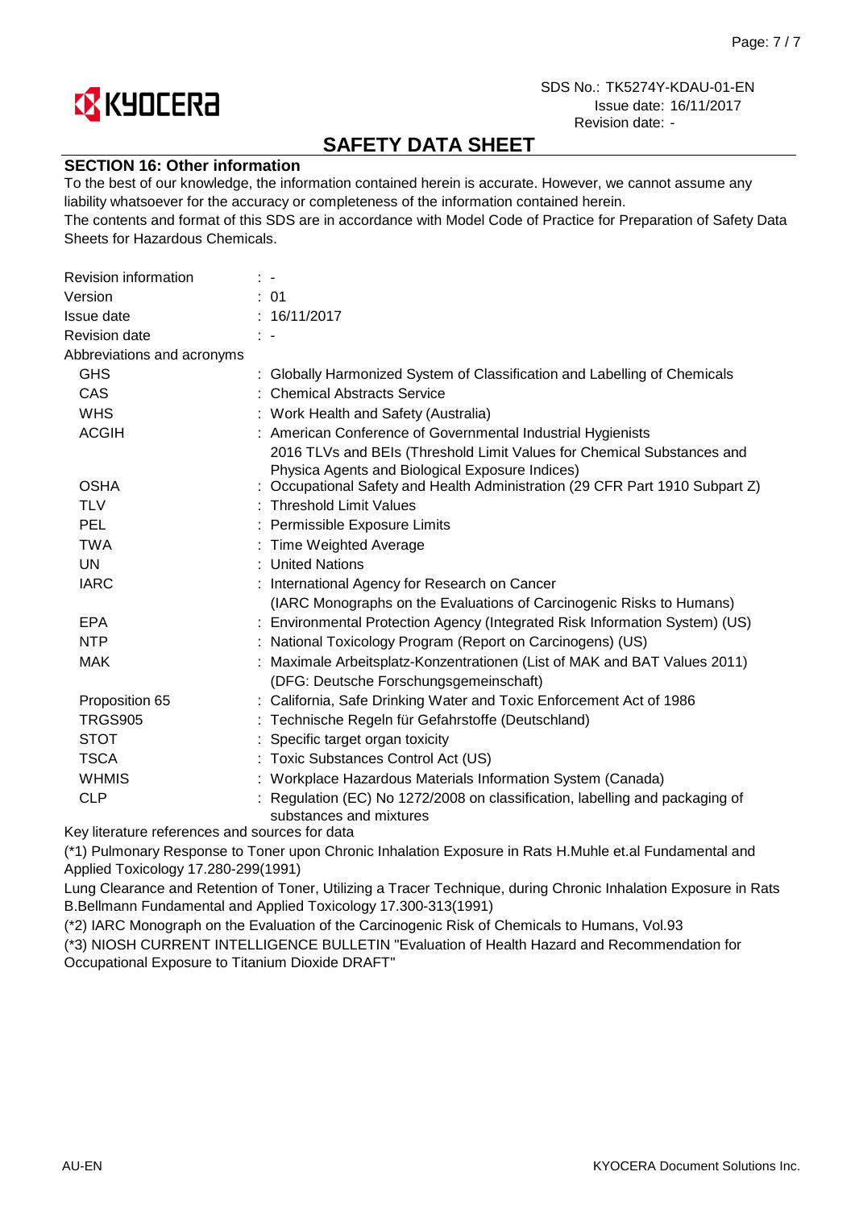# SAFETY DATA SHEET

SDS No.: TK5274Y-KDAU-01-EN
Issue date: 16/11/2017
Revision date: -

## SECTION 16: Other information

To the best of our knowledge, the information contained herein is accurate. However, we cannot assume any liability whatsoever for the accuracy or completeness of the information contained herein.
The contents and format of this SDS are in accordance with Model Code of Practice for Preparation of Safety Data Sheets for Hazardous Chemicals.

| | |
|---|---|
| Revision information | : - |
| Version | : 01 |
| Issue date | : 16/11/2017 |
| Revision date | : - |
| Abbreviations and acronyms | |
| GHS | : Globally Harmonized System of Classification and Labelling of Chemicals |
| CAS | : Chemical Abstracts Service |
| WHS | : Work Health and Safety (Australia) |
| ACGIH | : American Conference of Governmental Industrial Hygienists 2016 TLVs and BEIs (Threshold Limit Values for Chemical Substances and Physica Agents and Biological Exposure Indices) |
| OSHA | : Occupational Safety and Health Administration (29 CFR Part 1910 Subpart Z) |
| TLV | : Threshold Limit Values |
| PEL | : Permissible Exposure Limits |
| TWA | : Time Weighted Average |
| UN | : United Nations |
| IARC | : International Agency for Research on Cancer (IARC Monographs on the Evaluations of Carcinogenic Risks to Humans) |
| EPA | : Environmental Protection Agency (Integrated Risk Information System) (US) |
| NTP | : National Toxicology Program (Report on Carcinogens) (US) |
| MAK | : Maximale Arbeitsplatz-Konzentrationen (List of MAK and BAT Values 2011) (DFG: Deutsche Forschungsgemeinschaft) |
| Proposition 65 | : California, Safe Drinking Water and Toxic Enforcement Act of 1986 |
| TRGS905 | : Technische Regeln für Gefahrstoffe (Deutschland) |
| STOT | : Specific target organ toxicity |
| TSCA | : Toxic Substances Control Act (US) |
| WHMIS | : Workplace Hazardous Materials Information System (Canada) |
| CLP | : Regulation (EC) No 1272/2008 on classification, labelling and packaging of substances and mixtures |

Key literature references and sources for data

(*1) Pulmonary Response to Toner upon Chronic Inhalation Exposure in Rats H.Muhle et.al Fundamental and Applied Toxicology 17.280-299(1991)

Lung Clearance and Retention of Toner, Utilizing a Tracer Technique, during Chronic Inhalation Exposure in Rats B.Bellmann Fundamental and Applied Toxicology 17.300-313(1991)

(*2) IARC Monograph on the Evaluation of the Carcinogenic Risk of Chemicals to Humans, Vol.93

(*3) NIOSH CURRENT INTELLIGENCE BULLETIN "Evaluation of Health Hazard and Recommendation for Occupational Exposure to Titanium Dioxide DRAFT"